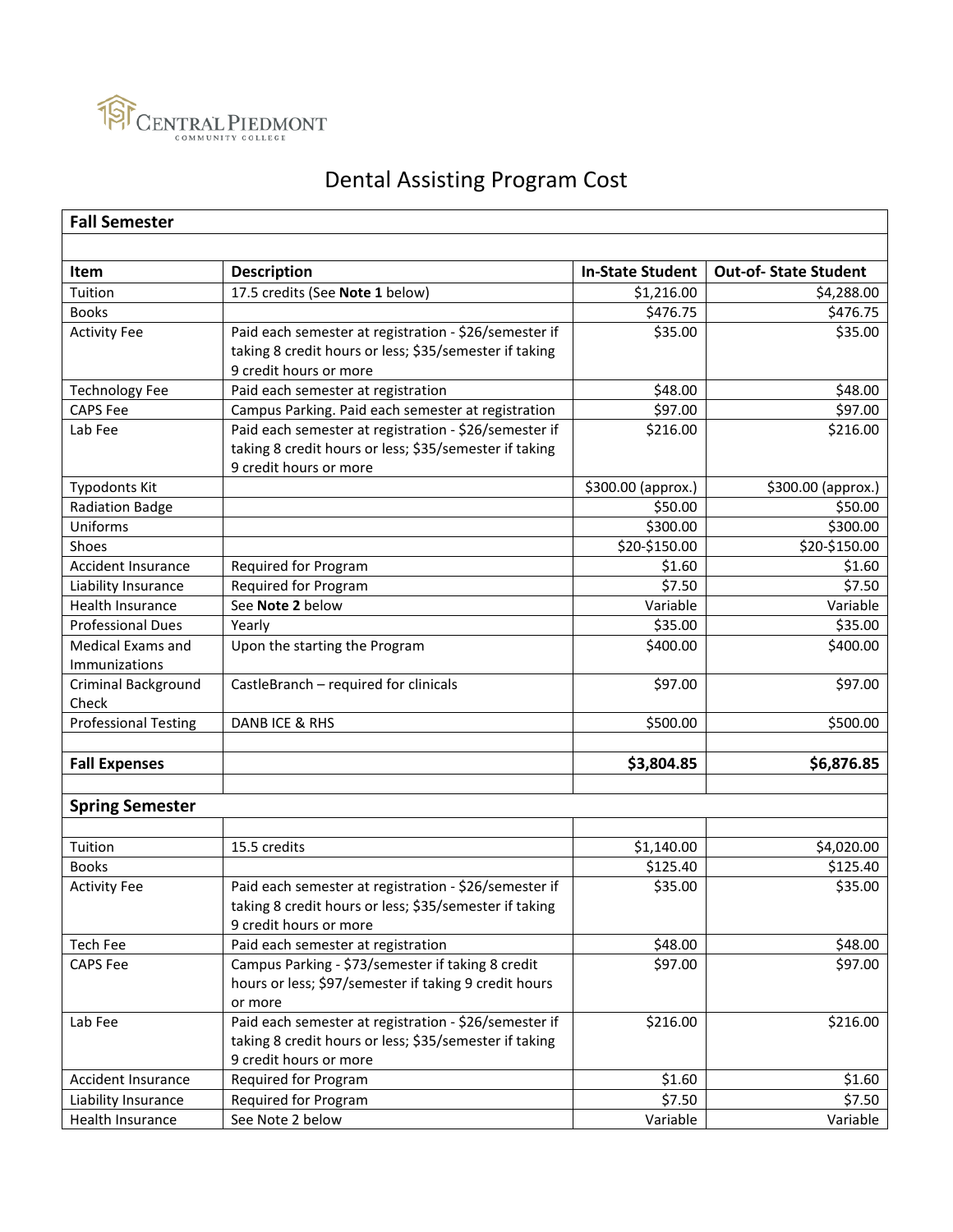Central Piedmont Community College

# Dental Assisting Program Cost

| Fall Semester | | | |
|---|---|---|---|
| | | | |
| **Item** | **Description** | **In-State Student** | **Out-of- State Student** |
| Tuition | 17.5 credits (See **Note 1** below) | $1,216.00 | $4,288.00 |
| Books | | $476.75 | $476.75 |
| Activity Fee | Paid each semester at registration - $26/semester if taking 8 credit hours or less; $35/semester if taking 9 credit hours or more | $35.00 | $35.00 |
| Technology Fee | Paid each semester at registration | $48.00 | $48.00 |
| CAPS Fee | Campus Parking. Paid each semester at registration | $97.00 | $97.00 |
| Lab Fee | Paid each semester at registration - $26/semester if taking 8 credit hours or less; $35/semester if taking 9 credit hours or more | $216.00 | $216.00 |
| Typodonts Kit | | $300.00 (approx.) | $300.00 (approx.) |
| Radiation Badge | | $50.00 | $50.00 |
| Uniforms | | $300.00 | $300.00 |
| Shoes | | $20-$150.00 | $20-$150.00 |
| Accident Insurance | Required for Program | $1.60 | $1.60 |
| Liability Insurance | Required for Program | $7.50 | $7.50 |
| Health Insurance | See **Note 2** below | Variable | Variable |
| Professional Dues | Yearly | $35.00 | $35.00 |
| Medical Exams and Immunizations | Upon the starting the Program | $400.00 | $400.00 |
| Criminal Background Check | CastleBranch – required for clinicals | $97.00 | $97.00 |
| Professional Testing | DANB ICE & RHS | $500.00 | $500.00 |
| | | | |
| **Fall Expenses** | | **$3,804.85** | **$6,876.85** |
| | | | |
| **Spring Semester** | | | |
| | | | |
| Tuition | 15.5 credits | $1,140.00 | $4,020.00 |
| Books | | $125.40 | $125.40 |
| Activity Fee | Paid each semester at registration - $26/semester if taking 8 credit hours or less; $35/semester if taking 9 credit hours or more | $35.00 | $35.00 |
| Tech Fee | Paid each semester at registration | $48.00 | $48.00 |
| CAPS Fee | Campus Parking - $73/semester if taking 8 credit hours or less; $97/semester if taking 9 credit hours or more | $97.00 | $97.00 |
| Lab Fee | Paid each semester at registration - $26/semester if taking 8 credit hours or less; $35/semester if taking 9 credit hours or more | $216.00 | $216.00 |
| Accident Insurance | Required for Program | $1.60 | $1.60 |
| Liability Insurance | Required for Program | $7.50 | $7.50 |
| Health Insurance | See Note 2 below | Variable | Variable |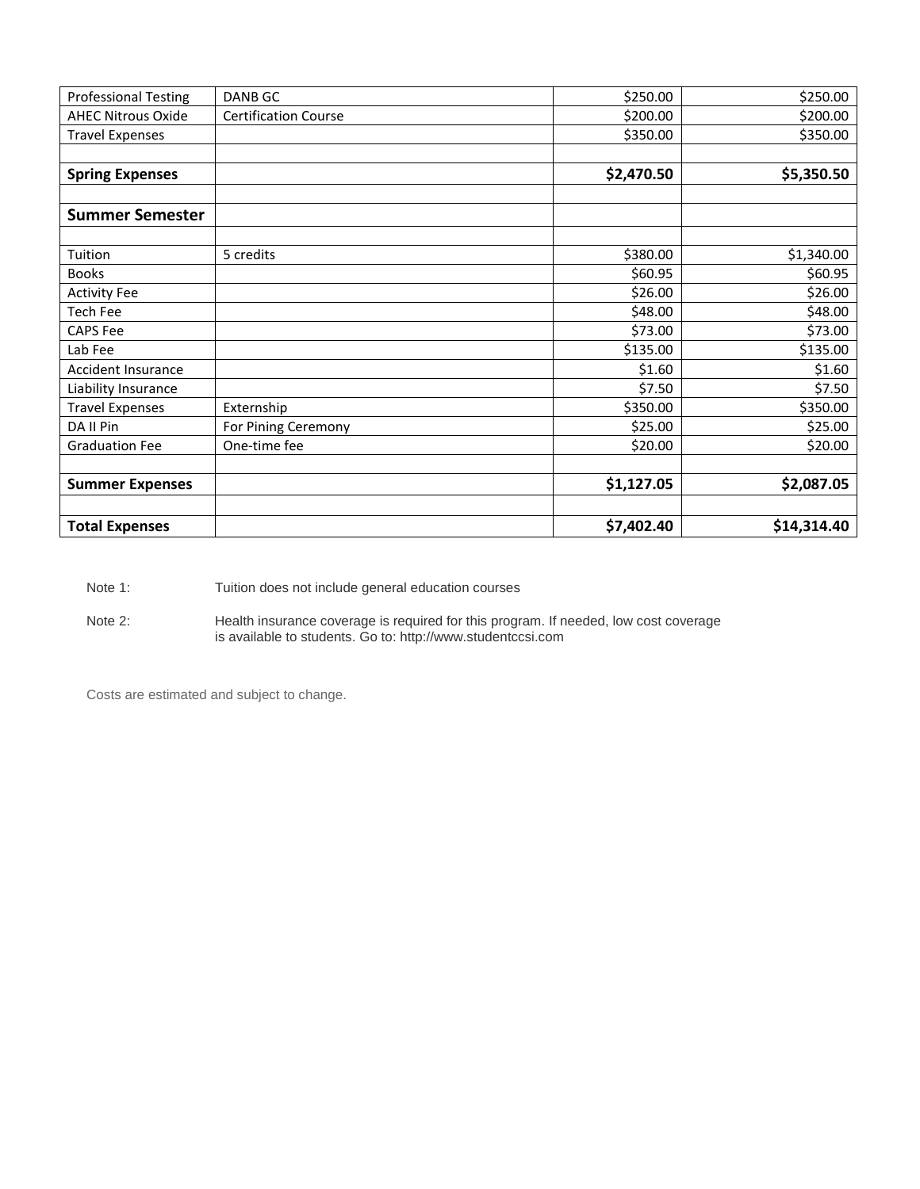| | | | |
|---|---|---|---|
| Professional Testing | DANB GC | $250.00 | $250.00 |
| AHEC Nitrous Oxide | Certification Course | $200.00 | $200.00 |
| Travel Expenses | | $350.00 | $350.00 |
| | | | |
| **Spring Expenses** | | **$2,470.50** | **$5,350.50** |
| | | | |
| **Summer Semester** | | | |
| | | | |
| Tuition | 5 credits | $380.00 | $1,340.00 |
| Books | | $60.95 | $60.95 |
| Activity Fee | | $26.00 | $26.00 |
| Tech Fee | | $48.00 | $48.00 |
| CAPS Fee | | $73.00 | $73.00 |
| Lab Fee | | $135.00 | $135.00 |
| Accident Insurance | | $1.60 | $1.60 |
| Liability Insurance | | $7.50 | $7.50 |
| Travel Expenses | Externship | $350.00 | $350.00 |
| DA II Pin | For Pining Ceremony | $25.00 | $25.00 |
| Graduation Fee | One-time fee | $20.00 | $20.00 |
| | | | |
| **Summer Expenses** | | **$1,127.05** | **$2,087.05** |
| | | | |
| **Total Expenses** | | **$7,402.40** | **$14,314.40** |

Note 1: Tuition does not include general education courses

Note 2: Health insurance coverage is required for this program. If needed, low cost coverage is available to students. Go to: http://www.studentccsi.com

Costs are estimated and subject to change.